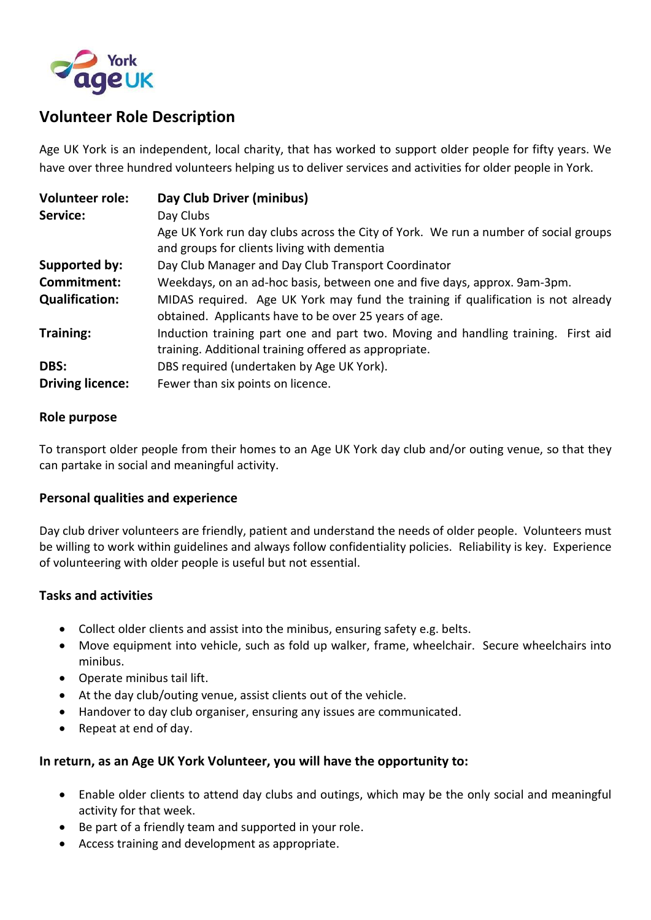# Volunteer Role Description

Age UK York is an independent, local charity, that has worked to support older people for fifty years. We have over three hundred volunteers helping us to deliver services and activities for older people in York.

| | |
|---|---|
| **Volunteer role:** | **Day Club Driver (minibus)** |
| **Service:** | Day Clubs<br>Age UK York run day clubs across the City of York. We run a number of social groups and groups for clients living with dementia |
| **Supported by:** | Day Club Manager and Day Club Transport Coordinator |
| **Commitment:** | Weekdays, on an ad-hoc basis, between one and five days, approx. 9am-3pm. |
| **Qualification:** | MIDAS required. Age UK York may fund the training if qualification is not already obtained. Applicants have to be over 25 years of age. |
| **Training:** | Induction training part one and part two. Moving and handling training. First aid training. Additional training offered as appropriate. |
| **DBS:** | DBS required (undertaken by Age UK York). |
| **Driving licence:** | Fewer than six points on licence. |

### Role purpose

To transport older people from their homes to an Age UK York day club and/or outing venue, so that they can partake in social and meaningful activity.

### Personal qualities and experience

Day club driver volunteers are friendly, patient and understand the needs of older people. Volunteers must be willing to work within guidelines and always follow confidentiality policies. Reliability is key. Experience of volunteering with older people is useful but not essential.

### Tasks and activities

- Collect older clients and assist into the minibus, ensuring safety e.g. belts.
- Move equipment into vehicle, such as fold up walker, frame, wheelchair. Secure wheelchairs into minibus.
- Operate minibus tail lift.
- At the day club/outing venue, assist clients out of the vehicle.
- Handover to day club organiser, ensuring any issues are communicated.
- Repeat at end of day.

### In return, as an Age UK York Volunteer, you will have the opportunity to:

- Enable older clients to attend day clubs and outings, which may be the only social and meaningful activity for that week.
- Be part of a friendly team and supported in your role.
- Access training and development as appropriate.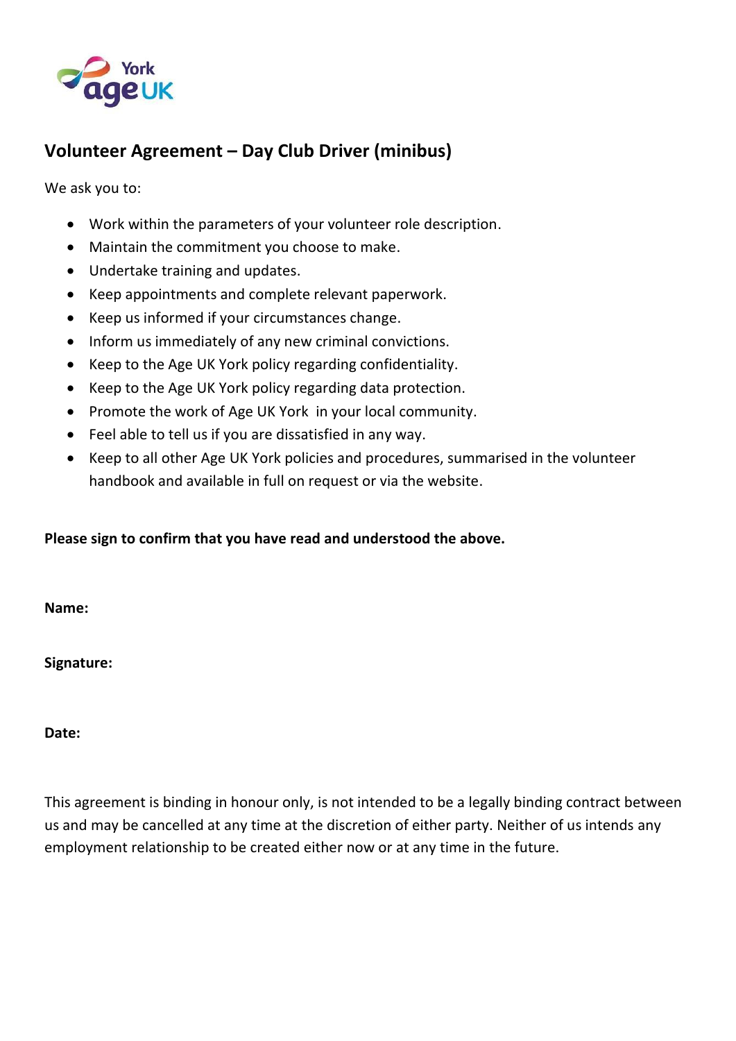## Volunteer Agreement – Day Club Driver (minibus)

We ask you to:

- Work within the parameters of your volunteer role description.
- Maintain the commitment you choose to make.
- Undertake training and updates.
- Keep appointments and complete relevant paperwork.
- Keep us informed if your circumstances change.
- Inform us immediately of any new criminal convictions.
- Keep to the Age UK York policy regarding confidentiality.
- Keep to the Age UK York policy regarding data protection.
- Promote the work of Age UK York in your local community.
- Feel able to tell us if you are dissatisfied in any way.
- Keep to all other Age UK York policies and procedures, summarised in the volunteer handbook and available in full on request or via the website.

**Please sign to confirm that you have read and understood the above.**

**Name:**

**Signature:**

**Date:**

This agreement is binding in honour only, is not intended to be a legally binding contract between us and may be cancelled at any time at the discretion of either party. Neither of us intends any employment relationship to be created either now or at any time in the future.